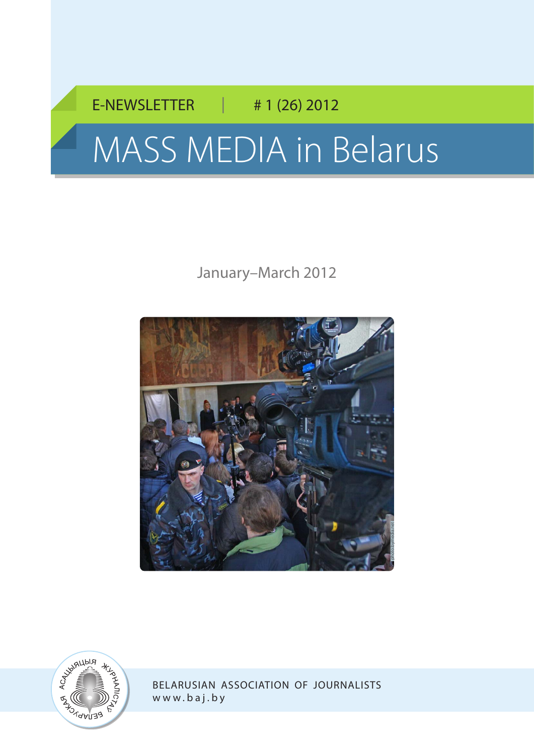E-NEWSLETTER | # 1 (26) 2012

# MASS MEDIA in Belarus

January–March 2012

BELARUSIAN ASSOCIATION OF JOURNALISTS
www.baj.by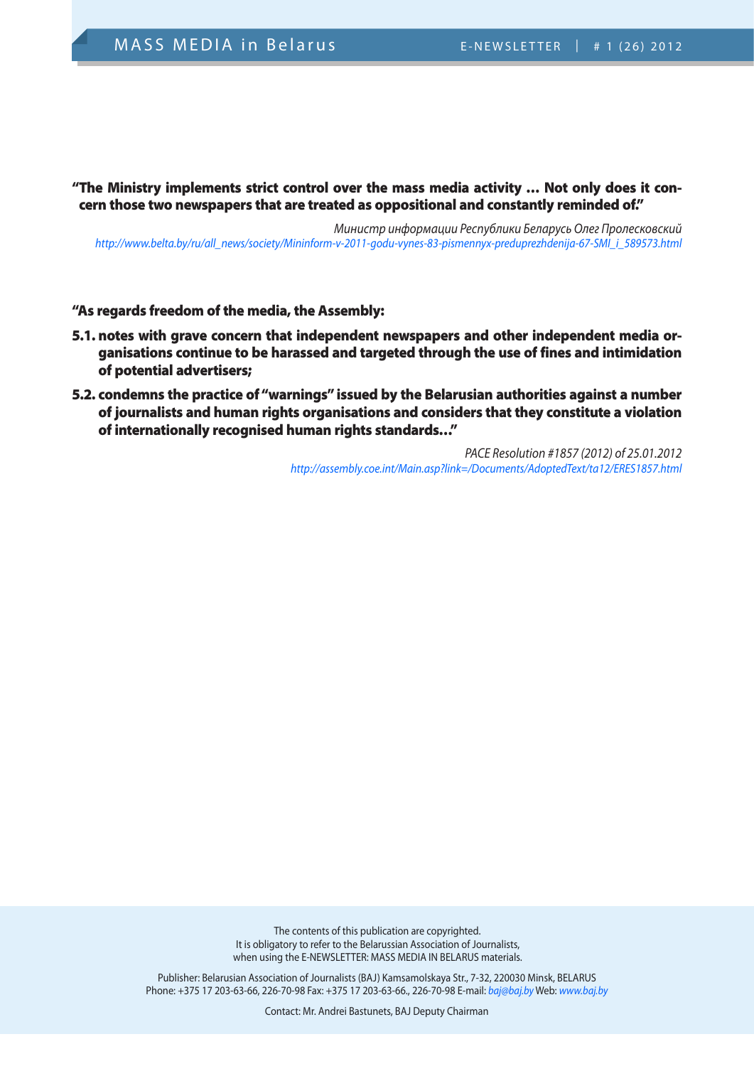**"The Ministry implements strict control over the mass media activity ... Not only does it concern those two newspapers that are treated as oppositional and constantly reminded of."**

*Министр информации Республики Беларусь Олег Пролесковский*
*http://www.belta.by/ru/all_news/society/Mininform-v-2011-godu-vynes-83-pismennyx-preduprezhdenija-67-SMI_i_589573.html*

**"As regards freedom of the media, the Assembly:**

**5.1. notes with grave concern that independent newspapers and other independent media organisations continue to be harassed and targeted through the use of fines and intimidation of potential advertisers;**

**5.2. condemns the practice of "warnings" issued by the Belarusian authorities against a number of journalists and human rights organisations and considers that they constitute a violation of internationally recognised human rights standards..."**

*PACE Resolution #1857 (2012) of 25.01.2012*
*http://assembly.coe.int/Main.asp?link=/Documents/AdoptedText/ta12/ERES1857.html*

The contents of this publication are copyrighted.
It is obligatory to refer to the Belarussian Association of Journalists,
when using the E-NEWSLETTER: MASS MEDIA IN BELARUS materials.

Publisher: Belarusian Association of Journalists (BAJ) Kamsamolskaya Str., 7-32, 220030 Minsk, BELARUS
Phone: +375 17 203-63-66, 226-70-98 Fax: +375 17 203-63-66., 226-70-98 E-mail: baj@baj.by Web: www.baj.by

Contact: Mr. Andrei Bastunets, BAJ Deputy Chairman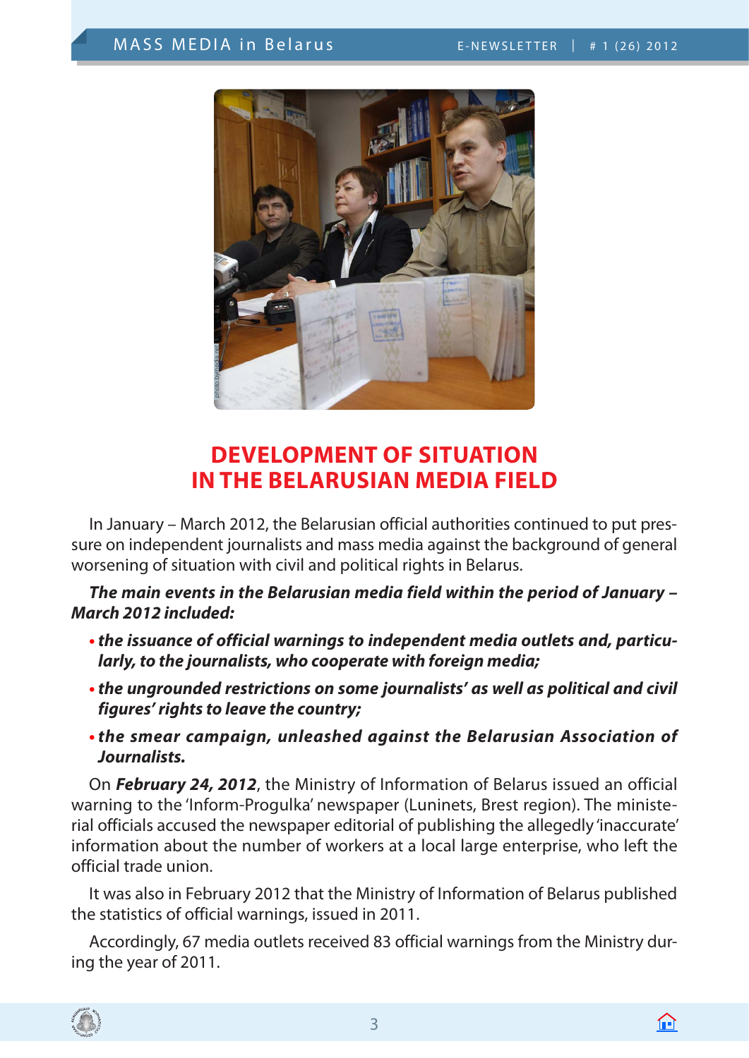# DEVELOPMENT OF SITUATION IN THE BELARUSIAN MEDIA FIELD

In January – March 2012, the Belarusian official authorities continued to put pressure on independent journalists and mass media against the background of general worsening of situation with civil and political rights in Belarus.

***The main events in the Belarusian media field within the period of January – March 2012 included:***

- ***the issuance of official warnings to independent media outlets and, particularly, to the journalists, who cooperate with foreign media;***
- ***the ungrounded restrictions on some journalists' as well as political and civil figures' rights to leave the country;***
- ***the smear campaign, unleashed against the Belarusian Association of Journalists.***

On ***February 24, 2012***, the Ministry of Information of Belarus issued an official warning to the 'Inform-Progulka' newspaper (Luninets, Brest region). The ministerial officials accused the newspaper editorial of publishing the allegedly 'inaccurate' information about the number of workers at a local large enterprise, who left the official trade union.

It was also in February 2012 that the Ministry of Information of Belarus published the statistics of official warnings, issued in 2011.

Accordingly, 67 media outlets received 83 official warnings from the Ministry during the year of 2011.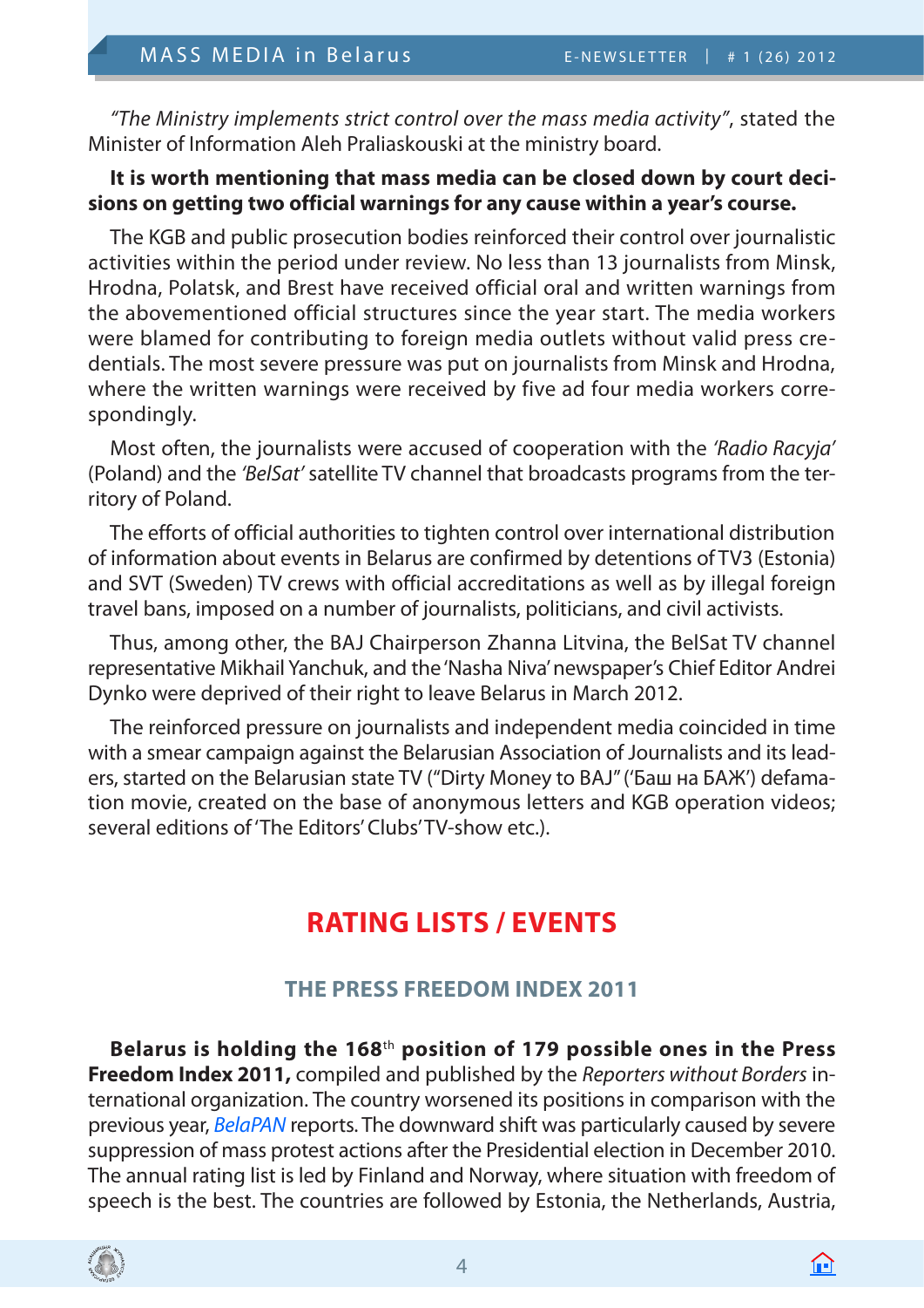*"The Ministry implements strict control over the mass media activity"*, stated the Minister of Information Aleh Praliaskouski at the ministry board.

**It is worth mentioning that mass media can be closed down by court decisions on getting two official warnings for any cause within a year's course.**

The KGB and public prosecution bodies reinforced their control over journalistic activities within the period under review. No less than 13 journalists from Minsk, Hrodna, Polatsk, and Brest have received official oral and written warnings from the abovementioned official structures since the year start. The media workers were blamed for contributing to foreign media outlets without valid press credentials. The most severe pressure was put on journalists from Minsk and Hrodna, where the written warnings were received by five ad four media workers correspondingly.

Most often, the journalists were accused of cooperation with the *'Radio Racyja'* (Poland) and the *'BelSat'* satellite TV channel that broadcasts programs from the territory of Poland.

The efforts of official authorities to tighten control over international distribution of information about events in Belarus are confirmed by detentions of TV3 (Estonia) and SVT (Sweden) TV crews with official accreditations as well as by illegal foreign travel bans, imposed on a number of journalists, politicians, and civil activists.

Thus, among other, the BAJ Chairperson Zhanna Litvina, the BelSat TV channel representative Mikhail Yanchuk, and the 'Nasha Niva' newspaper's Chief Editor Andrei Dynko were deprived of their right to leave Belarus in March 2012.

The reinforced pressure on journalists and independent media coincided in time with a smear campaign against the Belarusian Association of Journalists and its leaders, started on the Belarusian state TV ("Dirty Money to BAJ" ('Баш на БАЖ') defamation movie, created on the base of anonymous letters and KGB operation videos; several editions of 'The Editors' Clubs' TV-show etc.).

## RATING LISTS / EVENTS

### THE PRESS FREEDOM INDEX 2011

**Belarus is holding the 168th position of 179 possible ones in the Press Freedom Index 2011,** compiled and published by the *Reporters without Borders* international organization. The country worsened its positions in comparison with the previous year, *BelaPAN* reports. The downward shift was particularly caused by severe suppression of mass protest actions after the Presidential election in December 2010. The annual rating list is led by Finland and Norway, where situation with freedom of speech is the best. The countries are followed by Estonia, the Netherlands, Austria,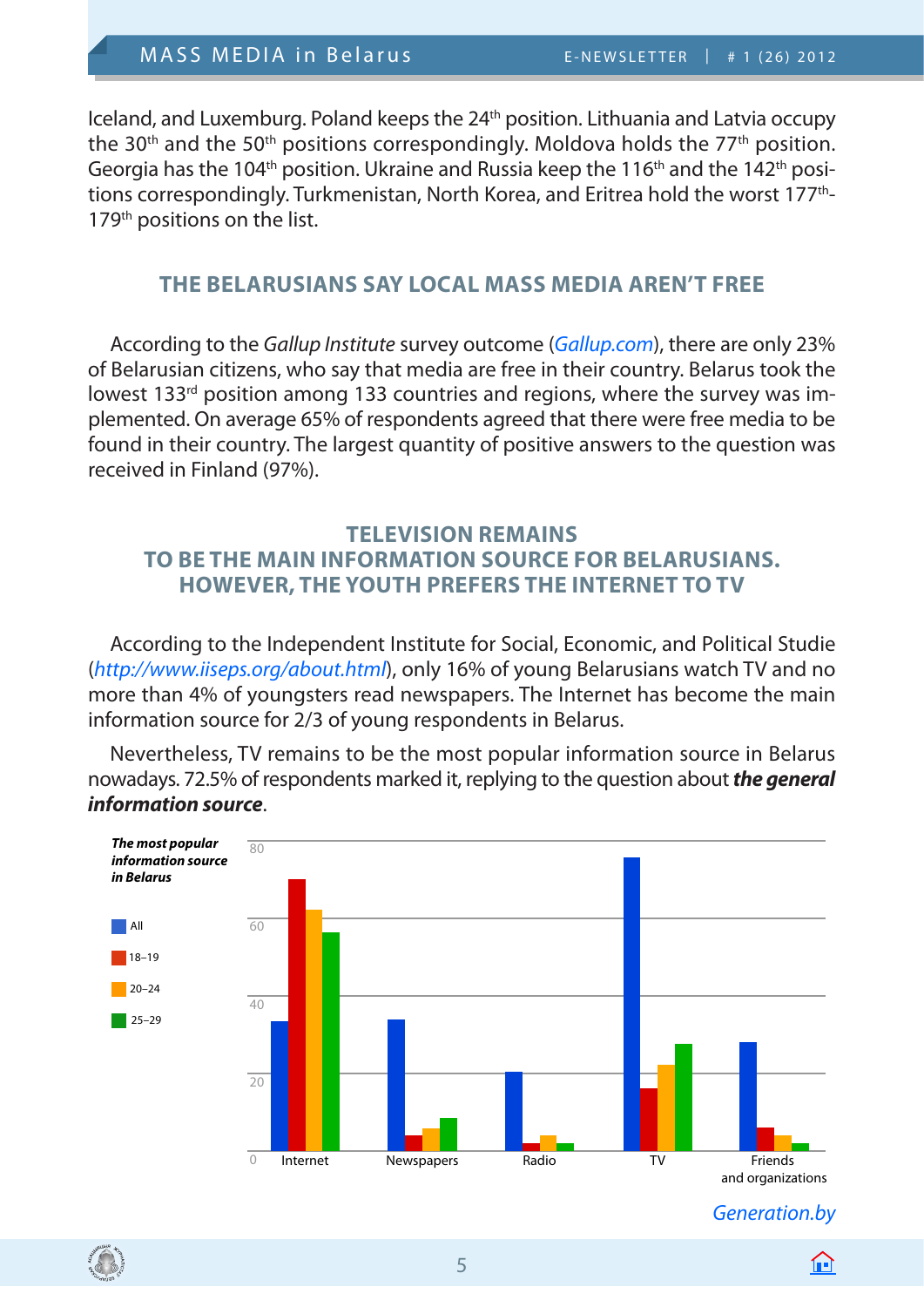Iceland, and Luxemburg. Poland keeps the 24th position. Lithuania and Latvia occupy the 30th and the 50th positions correspondingly. Moldova holds the 77th position. Georgia has the 104th position. Ukraine and Russia keep the 116th and the 142th positions correspondingly. Turkmenistan, North Korea, and Eritrea hold the worst 177th-179th positions on the list.

## THE BELARUSIANS SAY LOCAL MASS MEDIA AREN'T FREE

According to the *Gallup Institute* survey outcome (*Gallup.com*), there are only 23% of Belarusian citizens, who say that media are free in their country. Belarus took the lowest 133rd position among 133 countries and regions, where the survey was implemented. On average 65% of respondents agreed that there were free media to be found in their country. The largest quantity of positive answers to the question was received in Finland (97%).

## TELEVISION REMAINS TO BE THE MAIN INFORMATION SOURCE FOR BELARUSIANS. HOWEVER, THE YOUTH PREFERS THE INTERNET TO TV

According to the Independent Institute for Social, Economic, and Political Studie (*http://www.iiseps.org/about.html*), only 16% of young Belarusians watch TV and no more than 4% of youngsters read newspapers. The Internet has become the main information source for 2/3 of young respondents in Belarus.

Nevertheless, TV remains to be the most popular information source in Belarus nowadays. 72.5% of respondents marked it, replying to the question about ***the general information source***.

***The most popular information source in Belarus***

All
18–19
20–24
25–29

0
20
40
60
80

Internet
Newspapers
Radio
TV
Friends and organizations

*Generation.by*